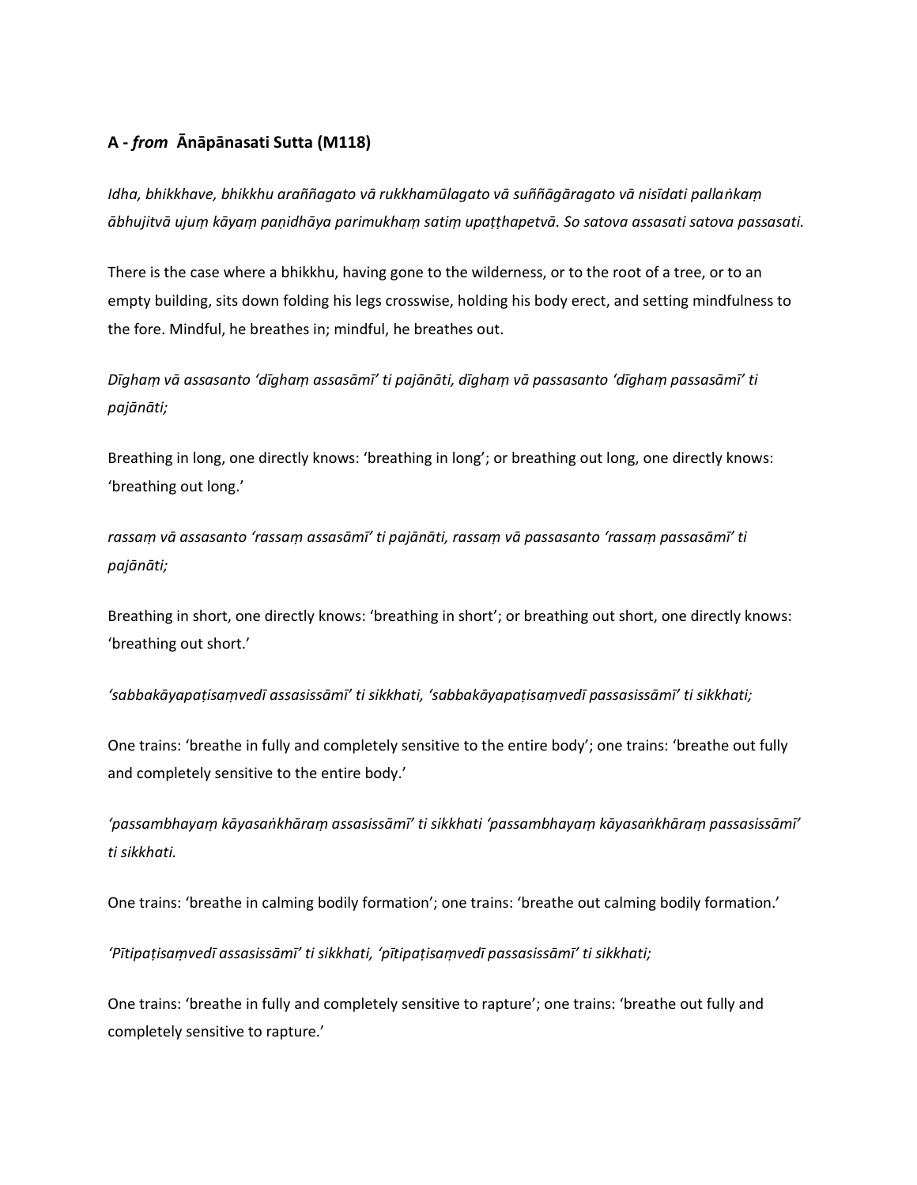### **A -** ***from*** **Ānāpānasati Sutta (M118)**

*Idha, bhikkhave, bhikkhu araññagato vā rukkhamūlagato vā suññāgāragato vā nisīdati pallaṅkaṃ ābhujitvā ujuṃ kāyaṃ paṇidhāya parimukhaṃ satiṃ upaṭṭhapetvā. So satova assasati satova passasati.*

There is the case where a bhikkhu, having gone to the wilderness, or to the root of a tree, or to an empty building, sits down folding his legs crosswise, holding his body erect, and setting mindfulness to the fore. Mindful, he breathes in; mindful, he breathes out.

*Dīghaṃ vā assasanto 'dīghaṃ assasāmī' ti pajānāti, dīghaṃ vā passasanto 'dīghaṃ passasāmī' ti pajānāti;*

Breathing in long, one directly knows: 'breathing in long'; or breathing out long, one directly knows: 'breathing out long.'

*rassaṃ vā assasanto 'rassaṃ assasāmī' ti pajānāti, rassaṃ vā passasanto 'rassaṃ passasāmī' ti pajānāti;*

Breathing in short, one directly knows: 'breathing in short'; or breathing out short, one directly knows: 'breathing out short.'

*'sabbakāyapaṭisaṃvedī assasissāmī' ti sikkhati, 'sabbakāyapaṭisaṃvedī passasissāmī' ti sikkhati;*

One trains: 'breathe in fully and completely sensitive to the entire body'; one trains: 'breathe out fully and completely sensitive to the entire body.'

*'passambhayaṃ kāyasaṅkhāraṃ assasissāmī' ti sikkhati 'passambhayaṃ kāyasaṅkhāraṃ passasissāmī' ti sikkhati.*

One trains: 'breathe in calming bodily formation'; one trains: 'breathe out calming bodily formation.'

*'Pītipaṭisaṃvedī assasissāmī' ti sikkhati, 'pītipaṭisaṃvedī passasissāmī' ti sikkhati;*

One trains: 'breathe in fully and completely sensitive to rapture'; one trains: 'breathe out fully and completely sensitive to rapture.'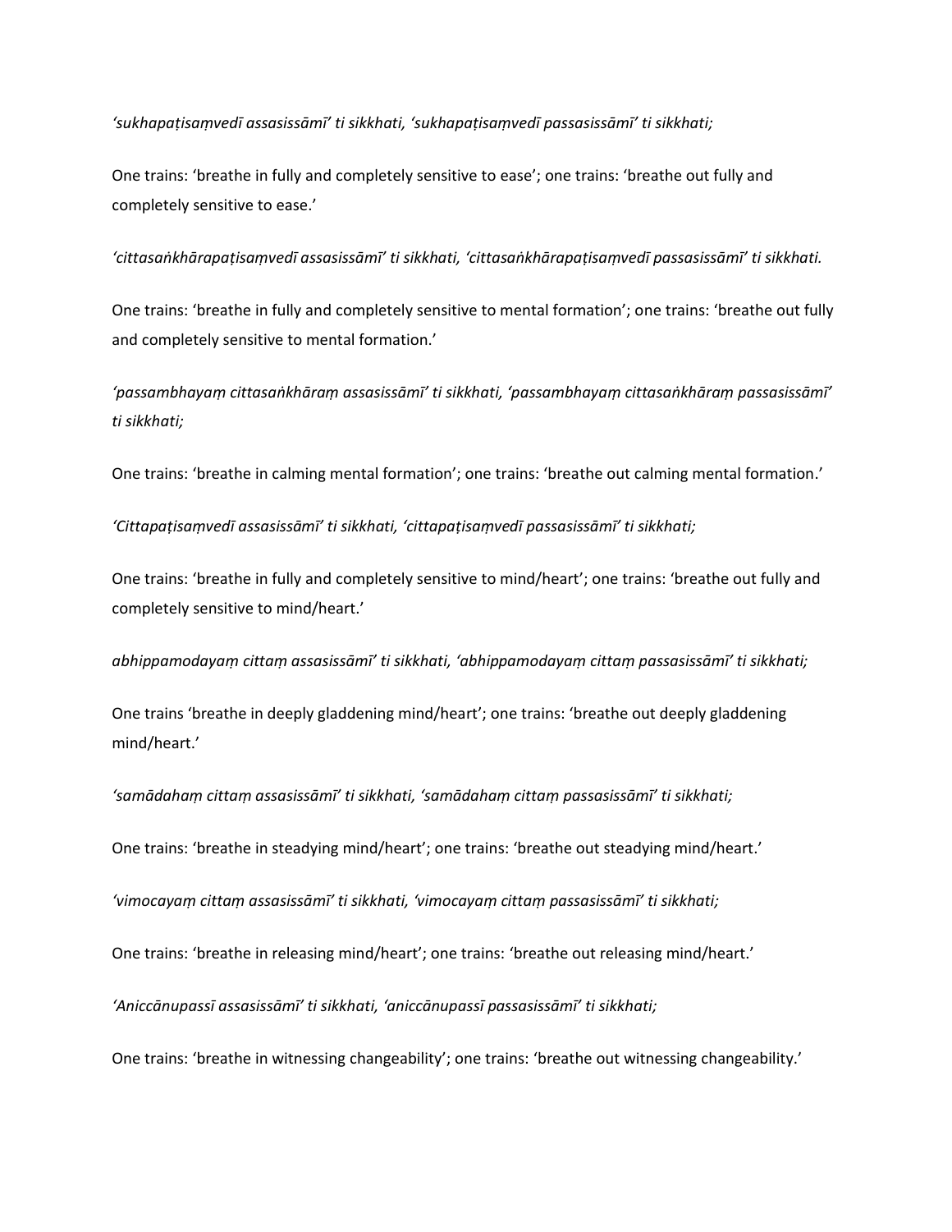*'sukhapaṭisaṃvedī assasissāmī' ti sikkhati, 'sukhapaṭisaṃvedī passasissāmī' ti sikkhati;*

One trains: 'breathe in fully and completely sensitive to ease'; one trains: 'breathe out fully and completely sensitive to ease.'

*'cittasaṅkhārapaṭisaṃvedī assasissāmī' ti sikkhati, 'cittasaṅkhārapaṭisaṃvedī passasissāmī' ti sikkhati.*

One trains: 'breathe in fully and completely sensitive to mental formation'; one trains: 'breathe out fully and completely sensitive to mental formation.'

*'passambhayaṃ cittasaṅkhāraṃ assasissāmī' ti sikkhati, 'passambhayaṃ cittasaṅkhāraṃ passasissāmī' ti sikkhati;*

One trains: 'breathe in calming mental formation'; one trains: 'breathe out calming mental formation.'

*'Cittapaṭisaṃvedī assasissāmī' ti sikkhati, 'cittapaṭisaṃvedī passasissāmī' ti sikkhati;*

One trains: 'breathe in fully and completely sensitive to mind/heart'; one trains: 'breathe out fully and completely sensitive to mind/heart.'

*abhippamodayaṃ cittaṃ assasissāmī' ti sikkhati, 'abhippamodayaṃ cittaṃ passasissāmī' ti sikkhati;*

One trains 'breathe in deeply gladdening mind/heart'; one trains: 'breathe out deeply gladdening mind/heart.'

*'samādahaṃ cittaṃ assasissāmī' ti sikkhati, 'samādahaṃ cittaṃ passasissāmī' ti sikkhati;*

One trains: 'breathe in steadying mind/heart'; one trains: 'breathe out steadying mind/heart.'

*'vimocayaṃ cittaṃ assasissāmī' ti sikkhati, 'vimocayaṃ cittaṃ passasissāmī' ti sikkhati;*

One trains: 'breathe in releasing mind/heart'; one trains: 'breathe out releasing mind/heart.'

*'Aniccānupassī assasissāmī' ti sikkhati, 'aniccānupassī passasissāmī' ti sikkhati;*

One trains: 'breathe in witnessing changeability'; one trains: 'breathe out witnessing changeability.'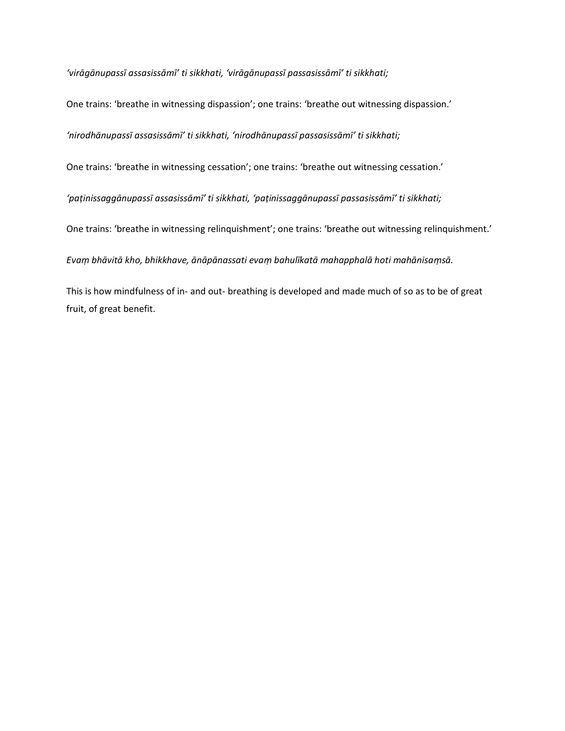*‘virāgānupassī assasissāmī’ ti sikkhati, ‘virāgānupassī passasissāmī’ ti sikkhati;*

One trains: ‘breathe in witnessing dispassion’; one trains: ‘breathe out witnessing dispassion.’

*‘nirodhānupassī assasissāmī’ ti sikkhati, ‘nirodhānupassī passasissāmī’ ti sikkhati;*

One trains: ‘breathe in witnessing cessation’; one trains: ‘breathe out witnessing cessation.’

*‘paṭinissaggānupassī assasissāmī’ ti sikkhati, ‘paṭinissaggānupassī passasissāmī’ ti sikkhati;*

One trains: ‘breathe in witnessing relinquishment’; one trains: ‘breathe out witnessing relinquishment.’

*Evaṃ bhāvitā kho, bhikkhave, ānāpānassati evaṃ bahulīkatā mahapphalā hoti mahānisaṃsā.*

This is how mindfulness of in- and out- breathing is developed and made much of so as to be of great fruit, of great benefit.